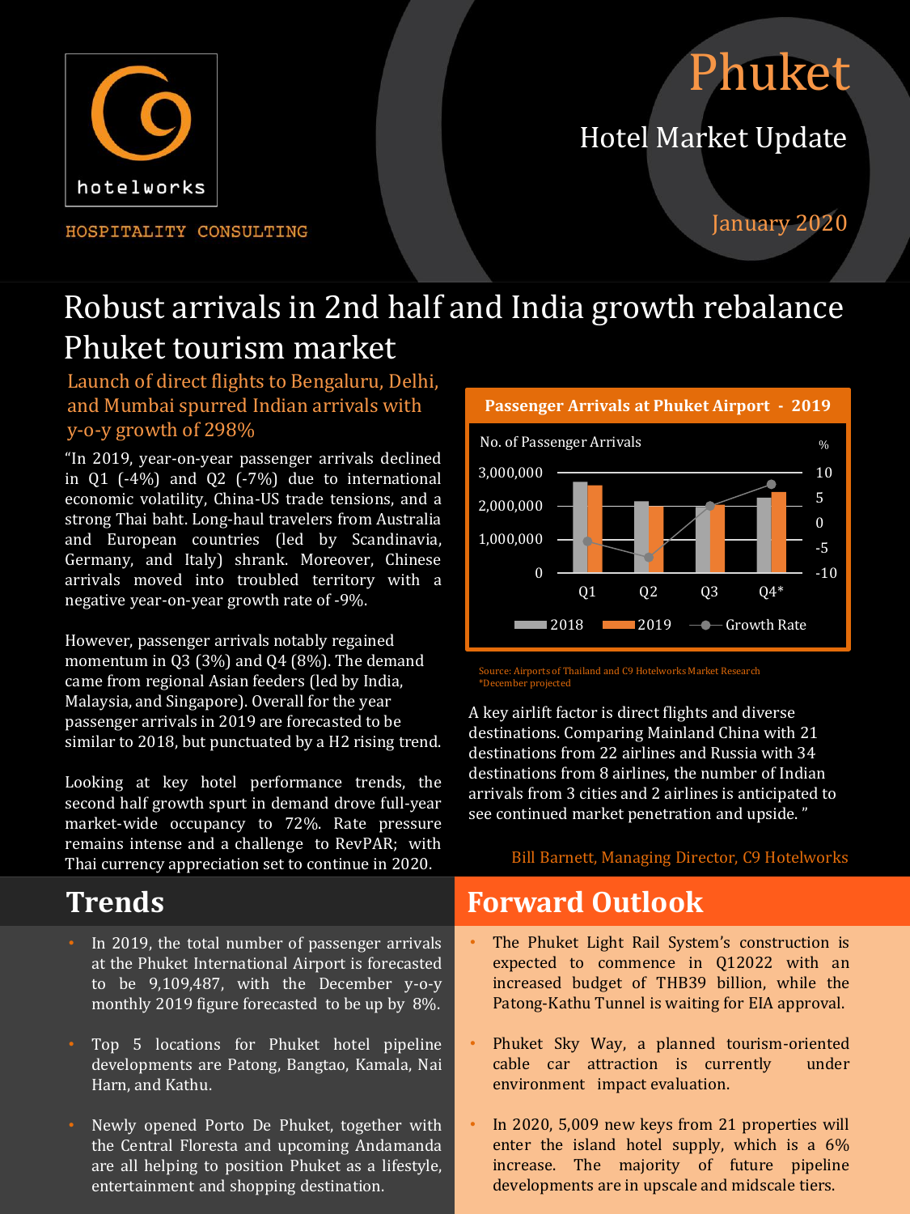hotelworks

HOSPITALITY CONSULTING

# Phuket

## Hotel Market Update

January 2020

# Robust arrivals in 2nd half and India growth rebalance Phuket tourism market

### Launch of direct flights to Bengaluru, Delhi, and Mumbai spurred Indian arrivals with y-o-y growth of 298%

"In 2019, year-on-year passenger arrivals declined in Q1 (-4%) and Q2 (-7%) due to international economic volatility, China-US trade tensions, and a strong Thai baht. Long-haul travelers from Australia and European countries (led by Scandinavia, Germany, and Italy) shrank. Moreover, Chinese arrivals moved into troubled territory with a negative year-on-year growth rate of -9%.

However, passenger arrivals notably regained momentum in Q3 (3%) and Q4 (8%). The demand came from regional Asian feeders (led by India, Malaysia, and Singapore). Overall for the year passenger arrivals in 2019 are forecasted to be similar to 2018, but punctuated by a H2 rising trend.

Looking at key hotel performance trends, the second half growth spurt in demand drove full-year market-wide occupancy to 72%. Rate pressure remains intense and a challenge to RevPAR; with Thai currency appreciation set to continue in 2020.

**Passenger Arrivals at Phuket Airport - 2019**

No. of Passenger Arrivals; % — Legend: 2018, 2019, Growth Rate — Quarters: Q1, Q2, Q3, Q4*

Source: Airports of Thailand and C9 Hotelworks Market Research
*December projected

A key airlift factor is direct flights and diverse destinations. Comparing Mainland China with 21 destinations from 22 airlines and Russia with 34 destinations from 8 airlines, the number of Indian arrivals from 3 cities and 2 airlines is anticipated to see continued market penetration and upside."

Bill Barnett, Managing Director, C9 Hotelworks

## Trends

- In 2019, the total number of passenger arrivals at the Phuket International Airport is forecasted to be 9,109,487, with the December y-o-y monthly 2019 figure forecasted to be up by 8%.
- Top 5 locations for Phuket hotel pipeline developments are Patong, Bangtao, Kamala, Nai Harn, and Kathu.
- Newly opened Porto De Phuket, together with the Central Floresta and upcoming Andamanda are all helping to position Phuket as a lifestyle, entertainment and shopping destination.

## Forward Outlook

- The Phuket Light Rail System's construction is expected to commence in Q12022 with an increased budget of THB39 billion, while the Patong-Kathu Tunnel is waiting for EIA approval.
- Phuket Sky Way, a planned tourism-oriented cable car attraction is currently under environment impact evaluation.
- In 2020, 5,009 new keys from 21 properties will enter the island hotel supply, which is a 6% increase. The majority of future pipeline developments are in upscale and midscale tiers.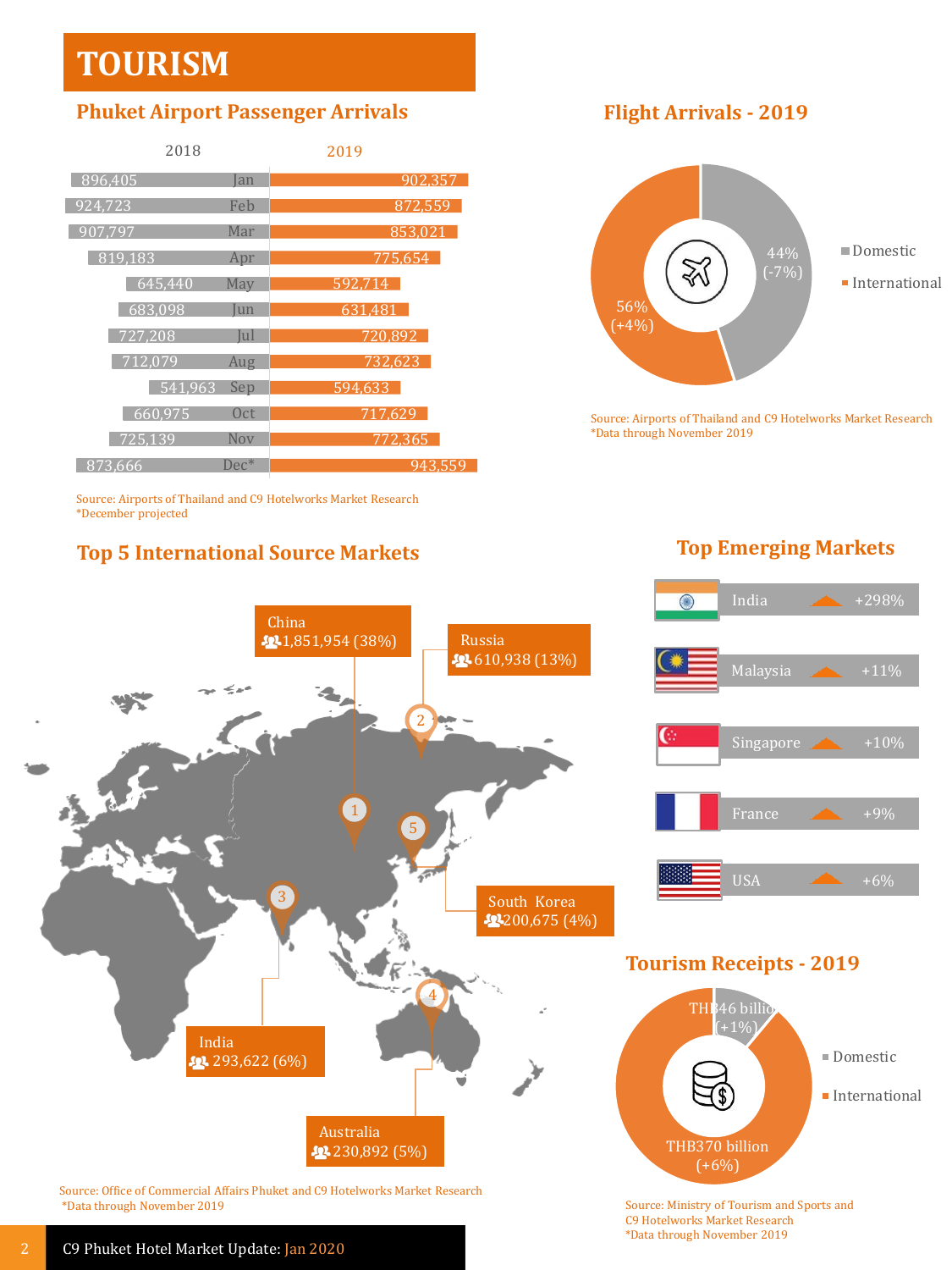# TOURISM

## Phuket Airport Passenger Arrivals

| 2018 | Month | 2019 |
|---|---|---|
| 896,405 | Jan | 902,357 |
| 924,723 | Feb | 872,559 |
| 907,797 | Mar | 853,021 |
| 819,183 | Apr | 775,654 |
| 645,440 | May | 592,714 |
| 683,098 | Jun | 631,481 |
| 727,208 | Jul | 720,892 |
| 712,079 | Aug | 732,623 |
| 541,963 | Sep | 594,633 |
| 660,975 | Oct | 717,629 |
| 725,139 | Nov | 772,365 |
| 873,666 | Dec* | 943,559 |

Source: Airports of Thailand and C9 Hotelworks Market Research
*December projected

## Flight Arrivals - 2019

- Domestic: 44% (-7%)
- International: 56% (+4%)

Source: Airports of Thailand and C9 Hotelworks Market Research
*Data through November 2019

## Top 5 International Source Markets

1. China: 1,851,954 (38%)
2. Russia: 610,938 (13%)
3. India: 293,622 (6%)
4. Australia: 230,892 (5%)
5. South Korea: 200,675 (4%)

Source: Office of Commercial Affairs Phuket and C9 Hotelworks Market Research
*Data through November 2019

## Top Emerging Markets

| Market | Growth |
|---|---|
| India | +298% |
| Malaysia | +11% |
| Singapore | +10% |
| France | +9% |
| USA | +6% |

## Tourism Receipts - 2019

- Domestic: THB46 billion (+1%)
- International: THB370 billion (+6%)

Source: Ministry of Tourism and Sports and C9 Hotelworks Market Research
*Data through November 2019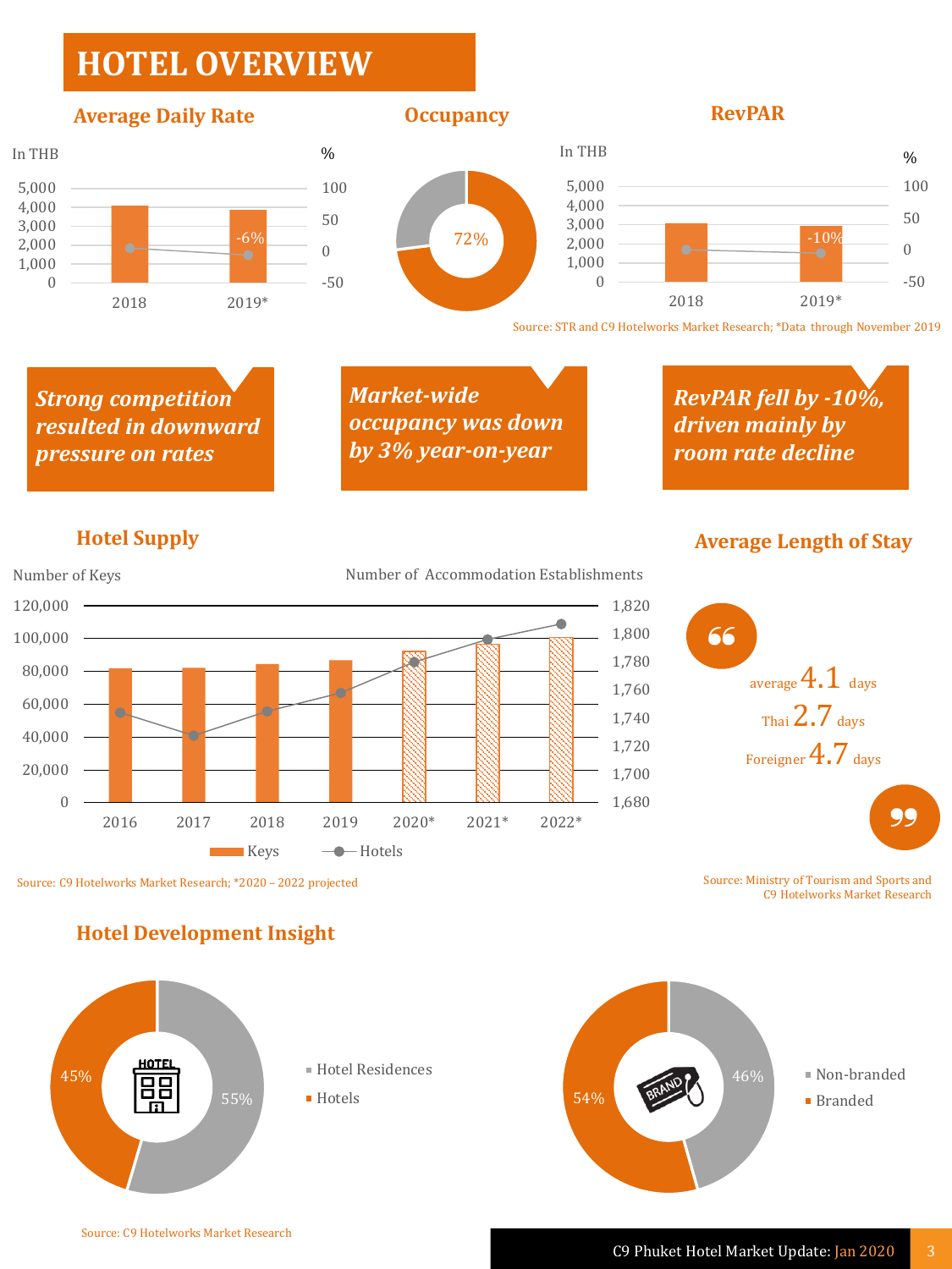# HOTEL OVERVIEW

## Average Daily Rate

In THB | %

| | 2018 | 2019* |
|---|---|---|
| Change | | -6% |

## Occupancy

72%

## RevPAR

In THB | %

| | 2018 | 2019* |
|---|---|---|
| Change | | -10% |

Source: STR and C9 Hotelworks Market Research; *Data through November 2019

***Strong competition resulted in downward pressure on rates***

***Market-wide occupancy was down by 3% year-on-year***

***RevPAR fell by -10%, driven mainly by room rate decline***

## Hotel Supply

Number of Keys | Number of Accommodation Establishments

Keys — Hotels

Years: 2016, 2017, 2018, 2019, 2020*, 2021*, 2022*

Source: C9 Hotelworks Market Research; *2020 – 2022 projected

## Average Length of Stay

average 4.1 days

Thai 2.7 days

Foreigner 4.7 days

Source: Ministry of Tourism and Sports and C9 Hotelworks Market Research

## Hotel Development Insight

- Hotel Residences: 55%
- Hotels: 45%

- Non-branded: 46%
- Branded: 54%

Source: C9 Hotelworks Market Research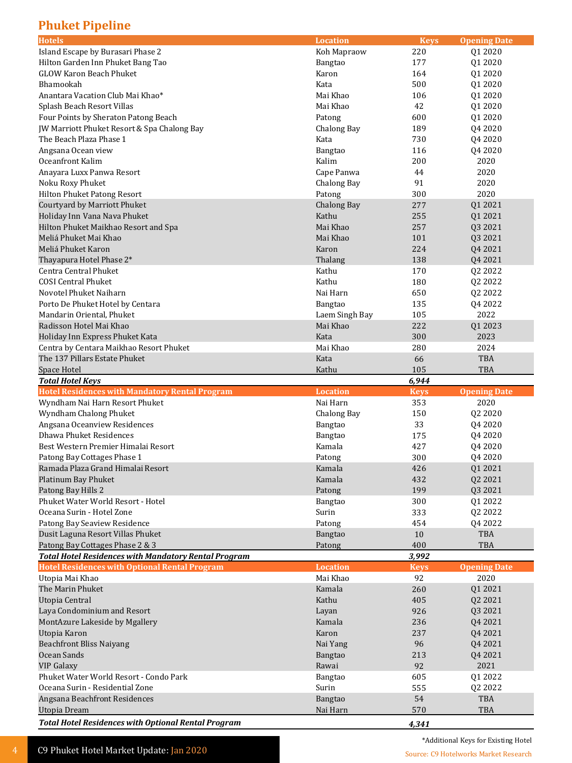# Phuket Pipeline

| Hotels | Location | Keys | Opening Date |
|---|---|---|---|
| Island Escape by Burasari Phase 2 | Koh Mapraow | 220 | Q1 2020 |
| Hilton Garden Inn Phuket Bang Tao | Bangtao | 177 | Q1 2020 |
| GLOW Karon Beach Phuket | Karon | 164 | Q1 2020 |
| Bhamookah | Kata | 500 | Q1 2020 |
| Anantara Vacation Club Mai Khao* | Mai Khao | 106 | Q1 2020 |
| Splash Beach Resort Villas | Mai Khao | 42 | Q1 2020 |
| Four Points by Sheraton Patong Beach | Patong | 600 | Q1 2020 |
| JW Marriott Phuket Resort & Spa Chalong Bay | Chalong Bay | 189 | Q4 2020 |
| The Beach Plaza Phase 1 | Kata | 730 | Q4 2020 |
| Angsana Ocean view | Bangtao | 116 | Q4 2020 |
| Oceanfront Kalim | Kalim | 200 | 2020 |
| Anayara Luxx Panwa Resort | Cape Panwa | 44 | 2020 |
| Noku Roxy Phuket | Chalong Bay | 91 | 2020 |
| Hilton Phuket Patong Resort | Patong | 300 | 2020 |
| Courtyard by Marriott Phuket | Chalong Bay | 277 | Q1 2021 |
| Holiday Inn Vana Nava Phuket | Kathu | 255 | Q1 2021 |
| Hilton Phuket Maikhao Resort and Spa | Mai Khao | 257 | Q3 2021 |
| Meliá Phuket Mai Khao | Mai Khao | 101 | Q3 2021 |
| Meliá Phuket Karon | Karon | 224 | Q4 2021 |
| Thayapura Hotel Phase 2* | Thalang | 138 | Q4 2021 |
| Centra Central Phuket | Kathu | 170 | Q2 2022 |
| COSI Central Phuket | Kathu | 180 | Q2 2022 |
| Novotel Phuket Naiharn | Nai Harn | 650 | Q2 2022 |
| Porto De Phuket Hotel by Centara | Bangtao | 135 | Q4 2022 |
| Mandarin Oriental, Phuket | Laem Singh Bay | 105 | 2022 |
| Radisson Hotel Mai Khao | Mai Khao | 222 | Q1 2023 |
| Holiday Inn Express Phuket Kata | Kata | 300 | 2023 |
| Centra by Centara Maikhao Resort Phuket | Mai Khao | 280 | 2024 |
| The 137 Pillars Estate Phuket | Kata | 66 | TBA |
| Space Hotel | Kathu | 105 | TBA |
| ***Total Hotel Keys*** | | ***6,944*** | |

| Hotel Residences with Mandatory Rental Program | Location | Keys | Opening Date |
|---|---|---|---|
| Wyndham Nai Harn Resort Phuket | Nai Harn | 353 | 2020 |
| Wyndham Chalong Phuket | Chalong Bay | 150 | Q2 2020 |
| Angsana Oceanview Residences | Bangtao | 33 | Q4 2020 |
| Dhawa Phuket Residences | Bangtao | 175 | Q4 2020 |
| Best Western Premier Himalai Resort | Kamala | 427 | Q4 2020 |
| Patong Bay Cottages Phase 1 | Patong | 300 | Q4 2020 |
| Ramada Plaza Grand Himalai Resort | Kamala | 426 | Q1 2021 |
| Platinum Bay Phuket | Kamala | 432 | Q2 2021 |
| Patong Bay Hills 2 | Patong | 199 | Q3 2021 |
| Phuket Water World Resort - Hotel | Bangtao | 300 | Q1 2022 |
| Oceana Surin - Hotel Zone | Surin | 333 | Q2 2022 |
| Patong Bay Seaview Residence | Patong | 454 | Q4 2022 |
| Dusit Laguna Resort Villas Phuket | Bangtao | 10 | TBA |
| Patong Bay Cottages Phase 2 & 3 | Patong | 400 | TBA |
| ***Total Hotel Residences with Mandatory Rental Program*** | | ***3,992*** | |

| Hotel Residences with Optional Rental Program | Location | Keys | Opening Date |
|---|---|---|---|
| Utopia Mai Khao | Mai Khao | 92 | 2020 |
| The Marin Phuket | Kamala | 260 | Q1 2021 |
| Utopia Central | Kathu | 405 | Q2 2021 |
| Laya Condominium and Resort | Layan | 926 | Q3 2021 |
| MontAzure Lakeside by Mgallery | Kamala | 236 | Q4 2021 |
| Utopia Karon | Karon | 237 | Q4 2021 |
| Beachfront Bliss Naiyang | Nai Yang | 96 | Q4 2021 |
| Ocean Sands | Bangtao | 213 | Q4 2021 |
| VIP Galaxy | Rawai | 92 | 2021 |
| Phuket Water World Resort - Condo Park | Bangtao | 605 | Q1 2022 |
| Oceana Surin - Residential Zone | Surin | 555 | Q2 2022 |
| Angsana Beachfront Residences | Bangtao | 54 | TBA |
| Utopia Dream | Nai Harn | 570 | TBA |
| ***Total Hotel Residences with Optional Rental Program*** | | ***4,341*** | |

*Additional Keys for Existing Hotel

Source: C9 Hotelworks Market Research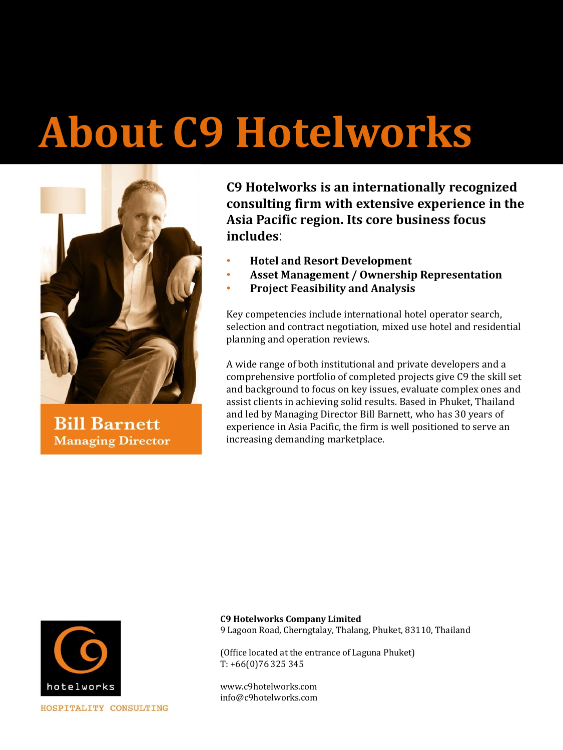# About C9 Hotelworks

Bill Barnett
Managing Director

**C9 Hotelworks is an internationally recognized consulting firm with extensive experience in the Asia Pacific region. Its core business focus includes**:

- **Hotel and Resort Development**
- **Asset Management / Ownership Representation**
- **Project Feasibility and Analysis**

Key competencies include international hotel operator search, selection and contract negotiation, mixed use hotel and residential planning and operation reviews.

A wide range of both institutional and private developers and a comprehensive portfolio of completed projects give C9 the skill set and background to focus on key issues, evaluate complex ones and assist clients in achieving solid results. Based in Phuket, Thailand and led by Managing Director Bill Barnett, who has 30 years of experience in Asia Pacific, the firm is well positioned to serve an increasing demanding marketplace.

hotelworks

HOSPITALITY CONSULTING

**C9 Hotelworks Company Limited**
9 Lagoon Road, Cherngtalay, Thalang, Phuket, 83110, Thailand

(Office located at the entrance of Laguna Phuket)
T: +66(0)76 325 345

www.c9hotelworks.com
info@c9hotelworks.com